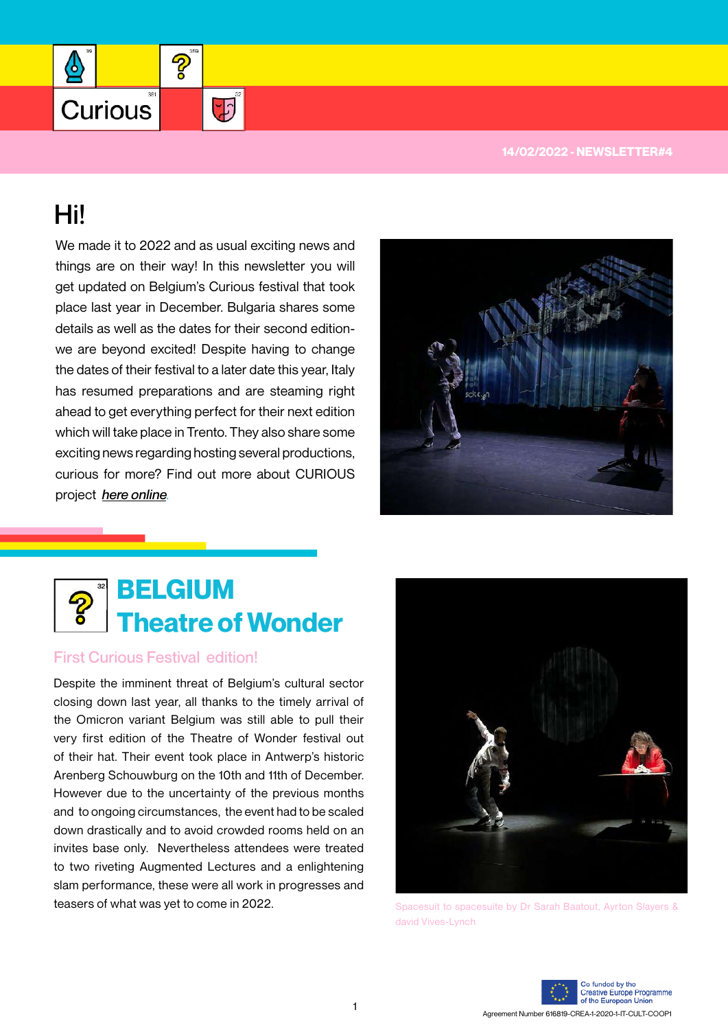Curious

14/02/2022 - NEWSLETTER#4

# Hi!

We made it to 2022 and as usual exciting news and things are on their way! In this newsletter you will get updated on Belgium's Curious festival that took place last year in December. Bulgaria shares some details as well as the dates for their second edition- we are beyond excited! Despite having to change the dates of their festival to a later date this year, Italy has resumed preparations and are steaming right ahead to get everything perfect for their next edition which will take place in Trento. They also share some exciting news regarding hosting several productions, curious for more? Find out more about CURIOUS project ***here online***.

## BELGIUM Theatre of Wonder

### First Curious Festival edition!

Despite the imminent threat of Belgium's cultural sector closing down last year, all thanks to the timely arrival of the Omicron variant Belgium was still able to pull their very first edition of the Theatre of Wonder festival out of their hat. Their event took place in Antwerp's historic Arenberg Schouwburg on the 10th and 11th of December. However due to the uncertainty of the previous months and to ongoing circumstances, the event had to be scaled down drastically and to avoid crowded rooms held on an invites base only. Nevertheless attendees were treated to two riveting Augmented Lectures and a enlightening slam performance, these were all work in progresses and teasers of what was yet to come in 2022.

Spacesuit to spacesuite by Dr Sarah Baatout, Ayrton Slayers & david Vives-Lynch

Co funded by the Creative Europe Programme of the European Union

Agreement Number 616819-CREA-1-2020-1-IT-CULT-COOP1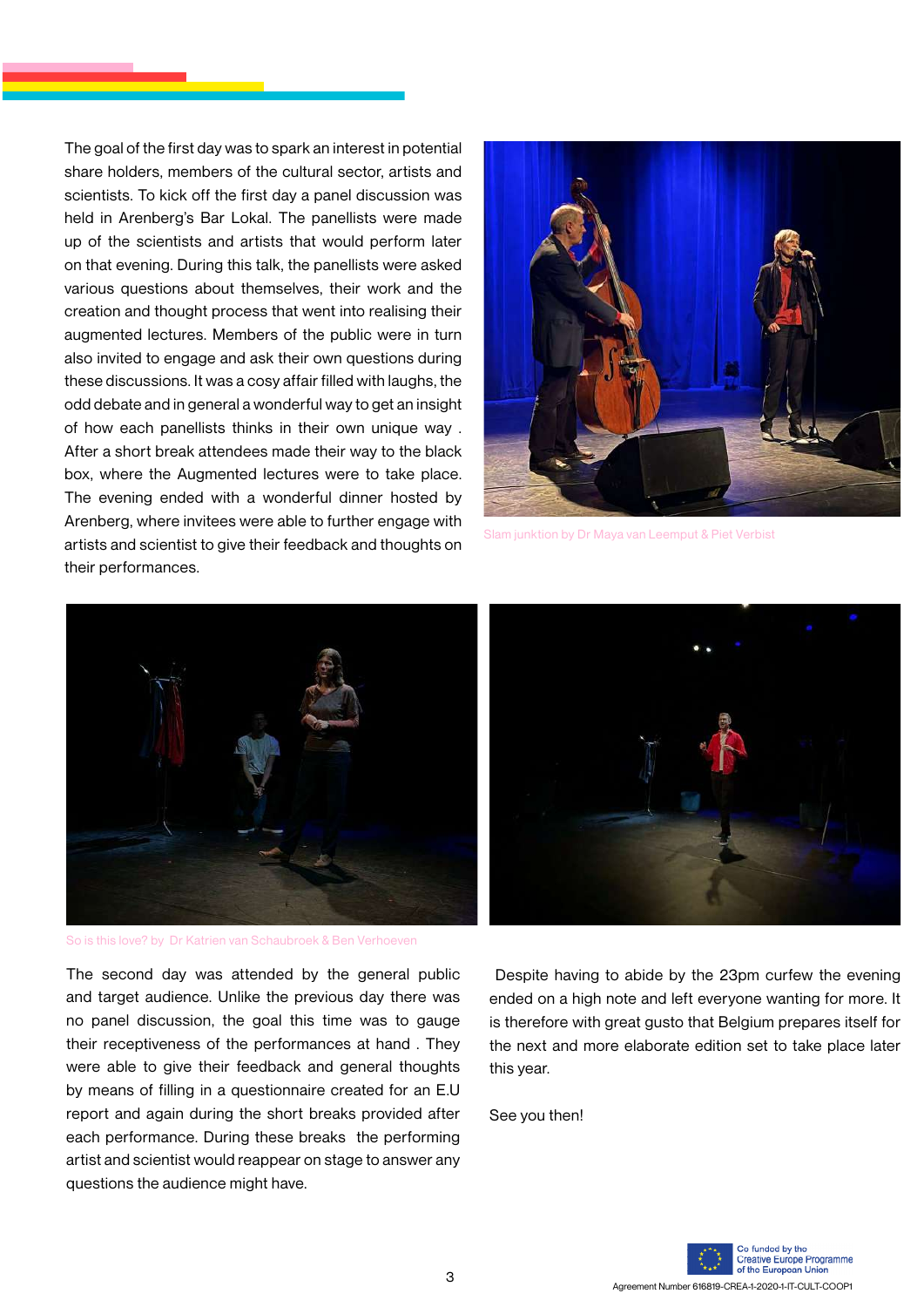The goal of the first day was to spark an interest in potential share holders, members of the cultural sector, artists and scientists. To kick off the first day a panel discussion was held in Arenberg's Bar Lokal. The panellists were made up of the scientists and artists that would perform later on that evening. During this talk, the panellists were asked various questions about themselves, their work and the creation and thought process that went into realising their augmented lectures. Members of the public were in turn also invited to engage and ask their own questions during these discussions. It was a cosy affair filled with laughs, the odd debate and in general a wonderful way to get an insight of how each panellists thinks in their own unique way . After a short break attendees made their way to the black box, where the Augmented lectures were to take place. The evening ended with a wonderful dinner hosted by Arenberg, where invitees were able to further engage with artists and scientist to give their feedback and thoughts on their performances.

Slam junktion by Dr Maya van Leemput & Piet Verbist

So is this love? by Dr Katrien van Schaubroek & Ben Verhoeven

The second day was attended by the general public and target audience. Unlike the previous day there was no panel discussion, the goal this time was to gauge their receptiveness of the performances at hand . They were able to give their feedback and general thoughts by means of filling in a questionnaire created for an E.U report and again during the short breaks provided after each performance. During these breaks the performing artist and scientist would reappear on stage to answer any questions the audience might have.

Despite having to abide by the 23pm curfew the evening ended on a high note and left everyone wanting for more. It is therefore with great gusto that Belgium prepares itself for the next and more elaborate edition set to take place later this year.

See you then!

Co funded by the Creative Europe Programme of the European Union

Agreement Number 616819-CREA-1-2020-1-IT-CULT-COOP1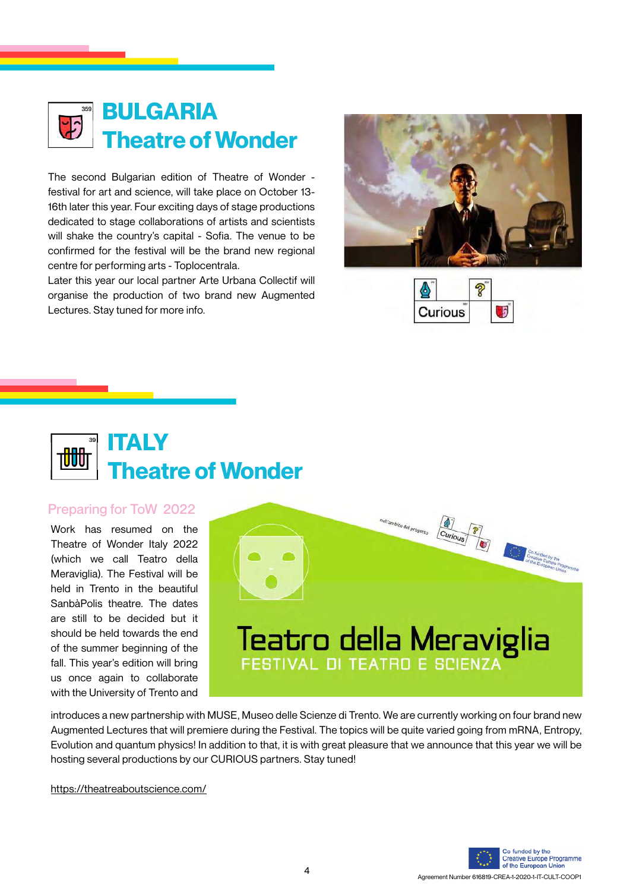## BULGARIA Theatre of Wonder

The second Bulgarian edition of Theatre of Wonder - festival for art and science, will take place on October 13-16th later this year. Four exciting days of stage productions dedicated to stage collaborations of artists and scientists will shake the country's capital - Sofia. The venue to be confirmed for the festival will be the brand new regional centre for performing arts - Toplocentrala.

Later this year our local partner Arte Urbana Collectif will organise the production of two brand new Augmented Lectures. Stay tuned for more info.

## ITALY Theatre of Wonder

### Preparing for ToW 2022

Work has resumed on the Theatre of Wonder Italy 2022 (which we call Teatro della Meraviglia). The Festival will be held in Trento in the beautiful SanbàPolis theatre. The dates are still to be decided but it should be held towards the end of the summer beginning of the fall. This year's edition will bring us once again to collaborate with the University of Trento and introduces a new partnership with MUSE, Museo delle Scienze di Trento. We are currently working on four brand new Augmented Lectures that will premiere during the Festival. The topics will be quite varied going from mRNA, Entropy, Evolution and quantum physics! In addition to that, it is with great pleasure that we announce that this year we will be hosting several productions by our CURIOUS partners. Stay tuned!

https://theatreaboutscience.com/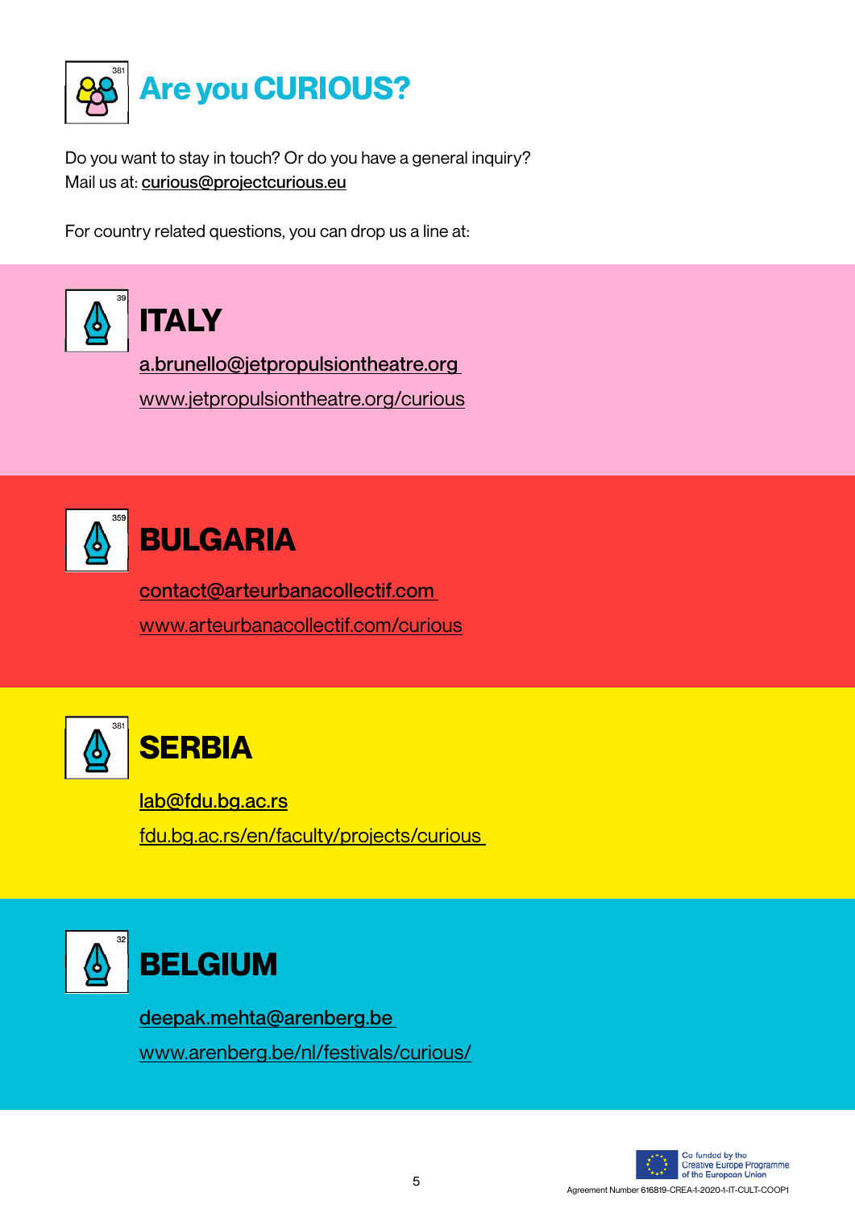# Are you CURIOUS?

Do you want to stay in touch? Or do you have a general inquiry?
Mail us at: curious@projectcurious.eu

For country related questions, you can drop us a line at:

## ITALY

a.brunello@jetpropulsiontheatre.org

www.jetpropulsiontheatre.org/curious

## BULGARIA

contact@arteurbanacollectif.com

www.arteurbanacollectif.com/curious

## SERBIA

lab@fdu.bg.ac.rs

fdu.bg.ac.rs/en/faculty/projects/curious

## BELGIUM

deepak.mehta@arenberg.be

www.arenberg.be/nl/festivals/curious/

Co funded by the Creative Europe Programme of the European Union

Agreement Number 616819-CREA-1-2020-1-IT-CULT-COOP1